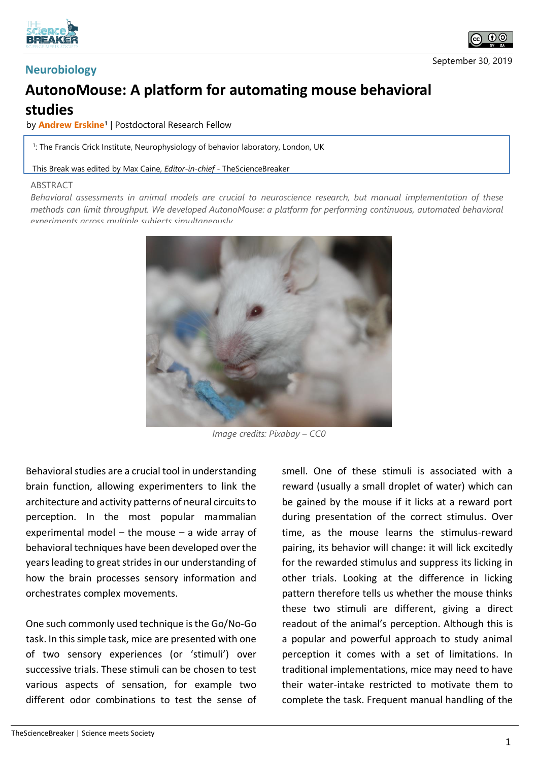Neurobiology

# AutonoMouse: A platform for automating mouse behavioral studies

by **Andrew Erskine**[1] | Postdoctoral Research Fellow

[1]: The Francis Crick Institute, Neurophysiology of behavior laboratory, London, UK

This Break was edited by Max Caine, *Editor-in-chief* - TheScienceBreaker

September 30, 2019

ABSTRACT

*Behavioral assessments in animal models are crucial to neuroscience research, but manual implementation of these methods can limit throughput. We developed AutonoMouse: a platform for performing continuous, automated behavioral experiments across multiple subjects simultaneously.*

*Image credits: Pixabay – CC0*

Behavioral studies are a crucial tool in understanding brain function, allowing experimenters to link the architecture and activity patterns of neural circuits to perception. In the most popular mammalian experimental model – the mouse – a wide array of behavioral techniques have been developed over the years leading to great strides in our understanding of how the brain processes sensory information and orchestrates complex movements.

One such commonly used technique is the Go/No-Go task. In this simple task, mice are presented with one of two sensory experiences (or 'stimuli') over successive trials. These stimuli can be chosen to test various aspects of sensation, for example two different odor combinations to test the sense of smell. One of these stimuli is associated with a reward (usually a small droplet of water) which can be gained by the mouse if it licks at a reward port during presentation of the correct stimulus. Over time, as the mouse learns the stimulus-reward pairing, its behavior will change: it will lick excitedly for the rewarded stimulus and suppress its licking in other trials. Looking at the difference in licking pattern therefore tells us whether the mouse thinks these two stimuli are different, giving a direct readout of the animal's perception. Although this is a popular and powerful approach to study animal perception it comes with a set of limitations. In traditional implementations, mice may need to have their water-intake restricted to motivate them to complete the task. Frequent manual handling of the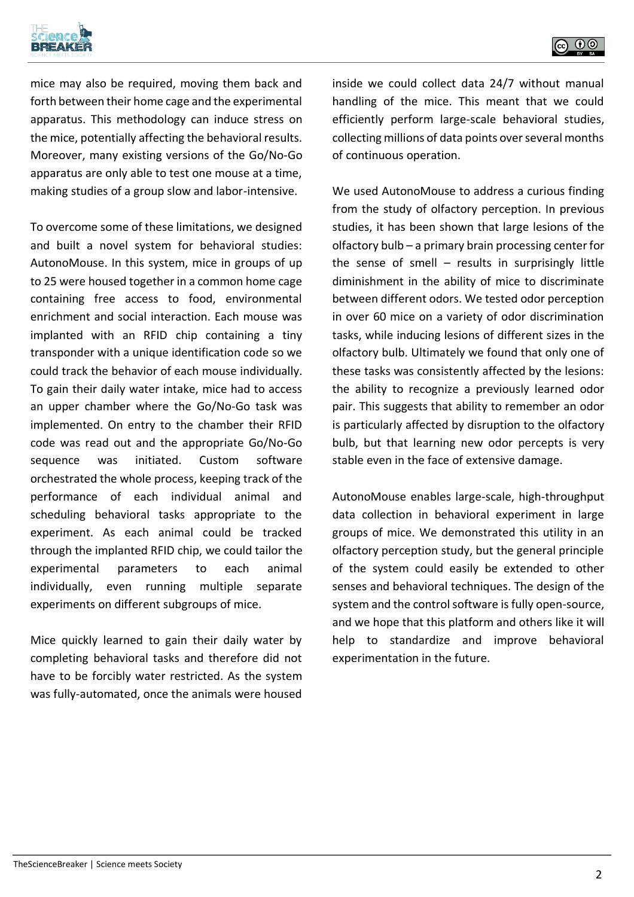mice may also be required, moving them back and forth between their home cage and the experimental apparatus. This methodology can induce stress on the mice, potentially affecting the behavioral results. Moreover, many existing versions of the Go/No-Go apparatus are only able to test one mouse at a time, making studies of a group slow and labor-intensive.

To overcome some of these limitations, we designed and built a novel system for behavioral studies: AutonoMouse. In this system, mice in groups of up to 25 were housed together in a common home cage containing free access to food, environmental enrichment and social interaction. Each mouse was implanted with an RFID chip containing a tiny transponder with a unique identification code so we could track the behavior of each mouse individually. To gain their daily water intake, mice had to access an upper chamber where the Go/No-Go task was implemented. On entry to the chamber their RFID code was read out and the appropriate Go/No-Go sequence was initiated. Custom software orchestrated the whole process, keeping track of the performance of each individual animal and scheduling behavioral tasks appropriate to the experiment. As each animal could be tracked through the implanted RFID chip, we could tailor the experimental parameters to each animal individually, even running multiple separate experiments on different subgroups of mice.

Mice quickly learned to gain their daily water by completing behavioral tasks and therefore did not have to be forcibly water restricted. As the system was fully-automated, once the animals were housed inside we could collect data 24/7 without manual handling of the mice. This meant that we could efficiently perform large-scale behavioral studies, collecting millions of data points over several months of continuous operation.

We used AutonoMouse to address a curious finding from the study of olfactory perception. In previous studies, it has been shown that large lesions of the olfactory bulb – a primary brain processing center for the sense of smell – results in surprisingly little diminishment in the ability of mice to discriminate between different odors. We tested odor perception in over 60 mice on a variety of odor discrimination tasks, while inducing lesions of different sizes in the olfactory bulb. Ultimately we found that only one of these tasks was consistently affected by the lesions: the ability to recognize a previously learned odor pair. This suggests that ability to remember an odor is particularly affected by disruption to the olfactory bulb, but that learning new odor percepts is very stable even in the face of extensive damage.

AutonoMouse enables large-scale, high-throughput data collection in behavioral experiment in large groups of mice. We demonstrated this utility in an olfactory perception study, but the general principle of the system could easily be extended to other senses and behavioral techniques. The design of the system and the control software is fully open-source, and we hope that this platform and others like it will help to standardize and improve behavioral experimentation in the future.